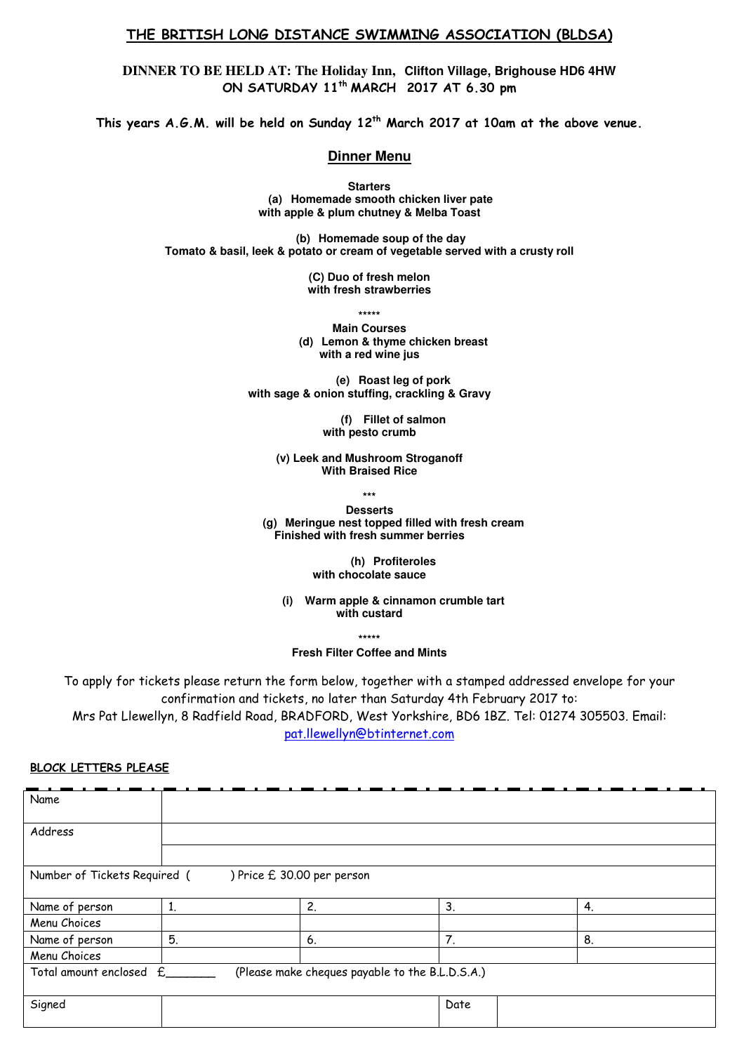# THE BRITISH LONG DISTANCE SWIMMING ASSOCIATION (BLDSA)

**DINNER TO BE HELD AT: The Holiday Inn, Clifton Village, Brighouse HD6 4HW**
**ON SATURDAY 11th MARCH 2017 AT 6.30 pm**

**This years A.G.M. will be held on Sunday 12th March 2017 at 10am at the above venue.**

## Dinner Menu

**Starters**
**(a) Homemade smooth chicken liver pate with apple & plum chutney & Melba Toast**

**(b) Homemade soup of the day**
**Tomato & basil, leek & potato or cream of vegetable served with a crusty roll**

**(C) Duo of fresh melon with fresh strawberries**

*****

**Main Courses**
**(d) Lemon & thyme chicken breast with a red wine jus**

**(e) Roast leg of pork with sage & onion stuffing, crackling & Gravy**

**(f) Fillet of salmon with pesto crumb**

**(v) Leek and Mushroom Stroganoff With Braised Rice**

***

**Desserts**
**(g) Meringue nest topped filled with fresh cream Finished with fresh summer berries**

**(h) Profiteroles with chocolate sauce**

**(i) Warm apple & cinnamon crumble tart with custard**

*****

**Fresh Filter Coffee and Mints**

To apply for tickets please return the form below, together with a stamped addressed envelope for your confirmation and tickets, no later than Saturday 4th February 2017 to:
Mrs Pat Llewellyn, 8 Radfield Road, BRADFORD, West Yorkshire, BD6 1BZ. Tel: 01274 305503. Email: pat.llewellyn@btinternet.com

**BLOCK LETTERS PLEASE**

| Name | | | | |
|---|---|---|---|---|
| Address | | | | |
| | | | | |
| Number of Tickets Required ( ) Price £ 30.00 per person | | | | |
| Name of person | 1. | 2. | 3. | 4. |
| Menu Choices | | | | |
| Name of person | 5. | 6. | 7. | 8. |
| Menu Choices | | | | |
| Total amount enclosed £_______ (Please make cheques payable to the B.L.D.S.A.) | | | | |
| Signed | | | Date | |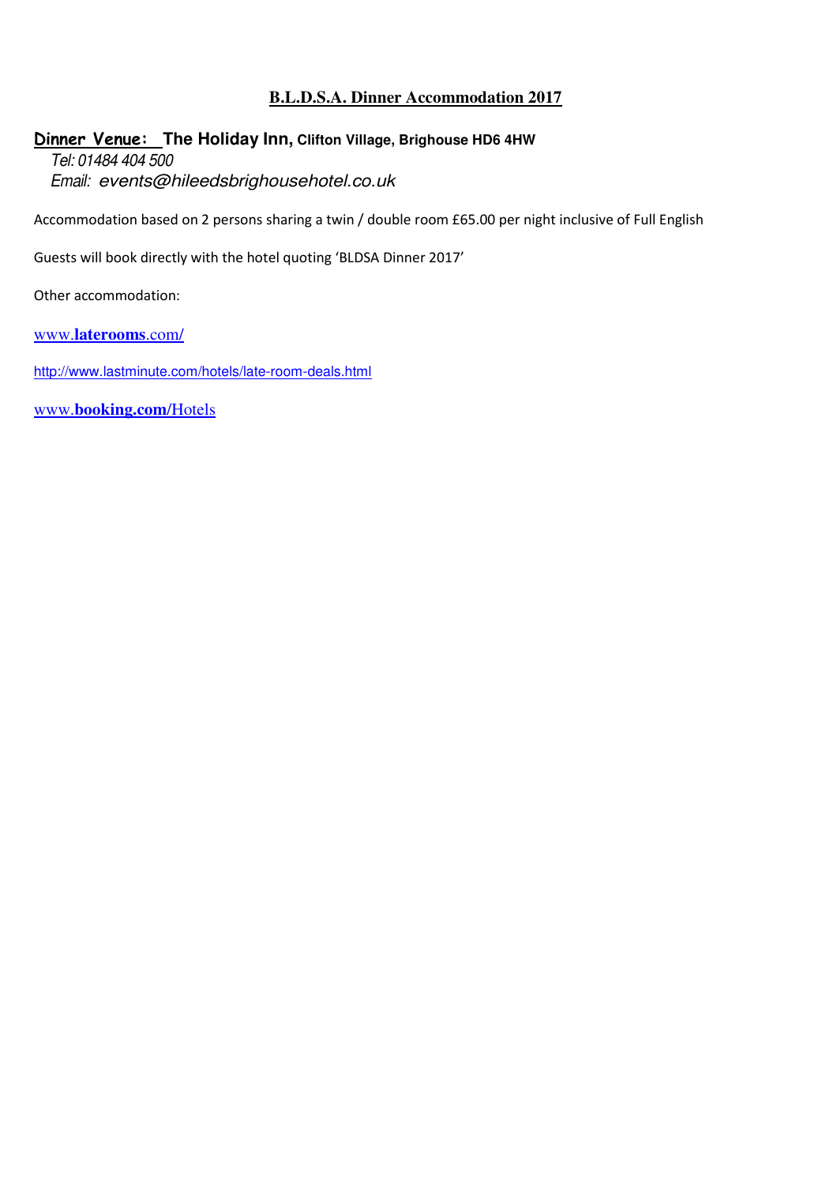## B.L.D.S.A. Dinner Accommodation 2017

**Dinner Venue: The Holiday Inn, Clifton Village, Brighouse HD6 4HW**

*Tel: 01484 404 500*

*Email: events@hileedsbrighousehotel.co.uk*

Accommodation based on 2 persons sharing a twin / double room £65.00 per night inclusive of Full English

Guests will book directly with the hotel quoting 'BLDSA Dinner 2017'

Other accommodation:

www.**laterooms**.com/

http://www.lastminute.com/hotels/late-room-deals.html

www.**booking.com/**Hotels